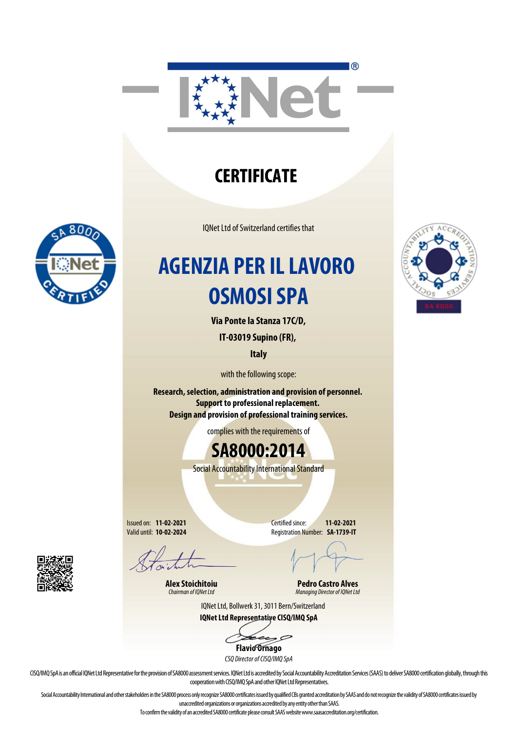# CERTIFICATE

IQNet Ltd of Switzerland certifies that

# AGENZIA PER IL LAVORO OSMOSI SPA

**Via Ponte la Stanza 17C/D,**

**IT-03019 Supino (FR),**

**Italy**

with the following scope:

**Research, selection, administration and provision of personnel.**
**Support to professional replacement.**
**Design and provision of professional training services.**

complies with the requirements of

## SA8000:2014

Social Accountability International Standard

Issued on: **11-02-2021**
Valid until: **10-02-2024**

Certified since: **11-02-2021**
Registration Number: **SA-1739-IT**

**Alex Stoichitoiu**
*Chairman of IQNet Ltd*

**Pedro Castro Alves**
*Managing Director of IQNet Ltd*

IQNet Ltd, Bollwerk 31, 3011 Bern/Switzerland

**IQNet Ltd Representative CISQ/IMQ SpA**

**Flavio Ornago**
*CSQ Director of CISQ/IMQ SpA*

CISQ/IMQ SpA is an official IQNet Ltd Representative for the provision of SA8000 assessment services. IQNet Ltd is accredited by Social Accountability Accreditation Services (SAAS) to deliver SA8000 certification globally, through this cooperation with CISQ/IMQ SpA and other IQNet Ltd Representatives.

Social Accountability International and other stakeholders in the SA8000 process only recognize SA8000 certificates issued by qualified CBs granted accreditation by SAAS and do not recognize the validity of SA8000 certificates issued by unaccredited organizations or organizations accredited by any entity other than SAAS.

To confirm the validity of an accredited SA8000 certificate please consult SAAS website www.saasaccreditation.org/certification.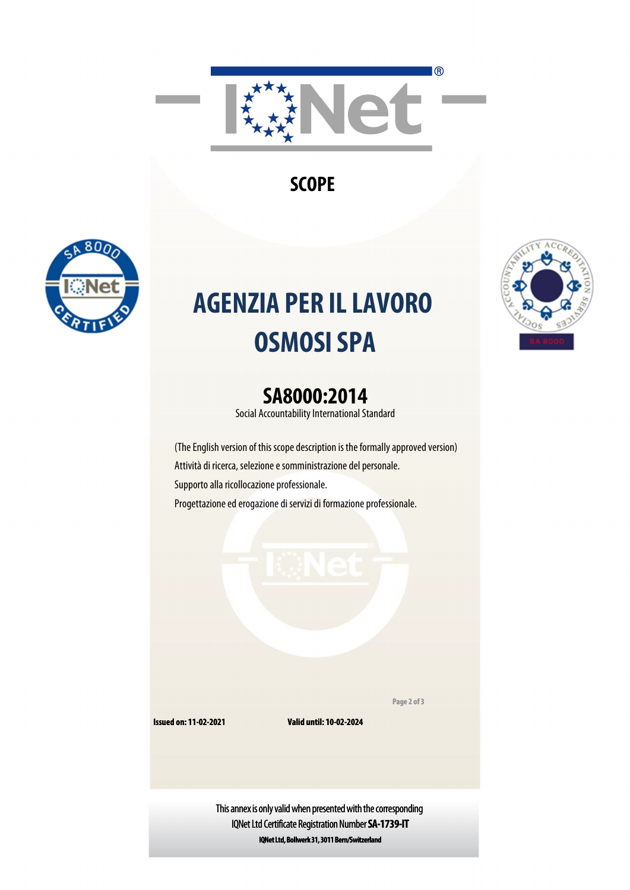# SCOPE

# AGENZIA PER IL LAVORO OSMOSI SPA

## SA8000:2014

Social Accountability International Standard

(The English version of this scope description is the formally approved version)

Attività di ricerca, selezione e somministrazione del personale.

Supporto alla ricollocazione professionale.

Progettazione ed erogazione di servizi di formazione professionale.

**Issued on: 11-02-2021** **Valid until: 10-02-2024**

This annex is only valid when presented with the corresponding IQNet Ltd Certificate Registration Number **SA-1739-IT**

**IQNet Ltd, Bollwerk 31, 3011 Bern/Switzerland**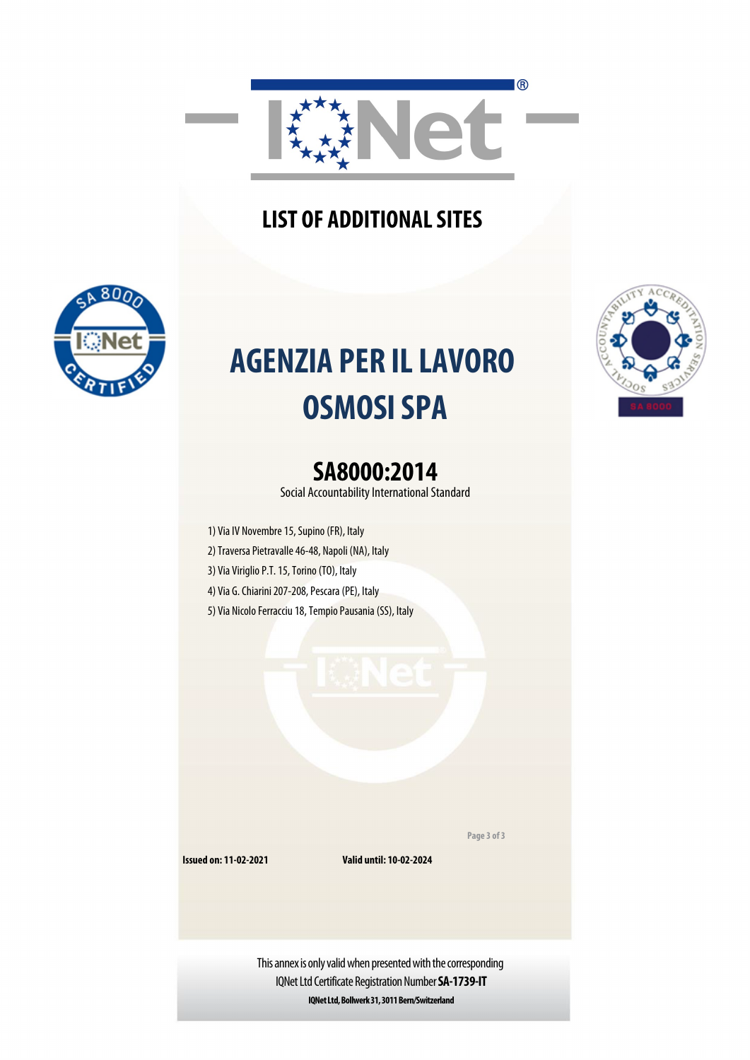# LIST OF ADDITIONAL SITES

# AGENZIA PER IL LAVORO OSMOSI SPA

## SA8000:2014

Social Accountability International Standard

1) Via IV Novembre 15, Supino (FR), Italy
2) Traversa Pietravalle 46-48, Napoli (NA), Italy
3) Via Viriglio P.T. 15, Torino (TO), Italy
4) Via G. Chiarini 207-208, Pescara (PE), Italy
5) Via Nicolo Ferracciu 18, Tempio Pausania (SS), Italy

**Issued on: 11-02-2021** **Valid until: 10-02-2024**

This annex is only valid when presented with the corresponding IQNet Ltd Certificate Registration Number **SA-1739-IT**

**IQNet Ltd, Bollwerk 31, 3011 Bern/Switzerland**